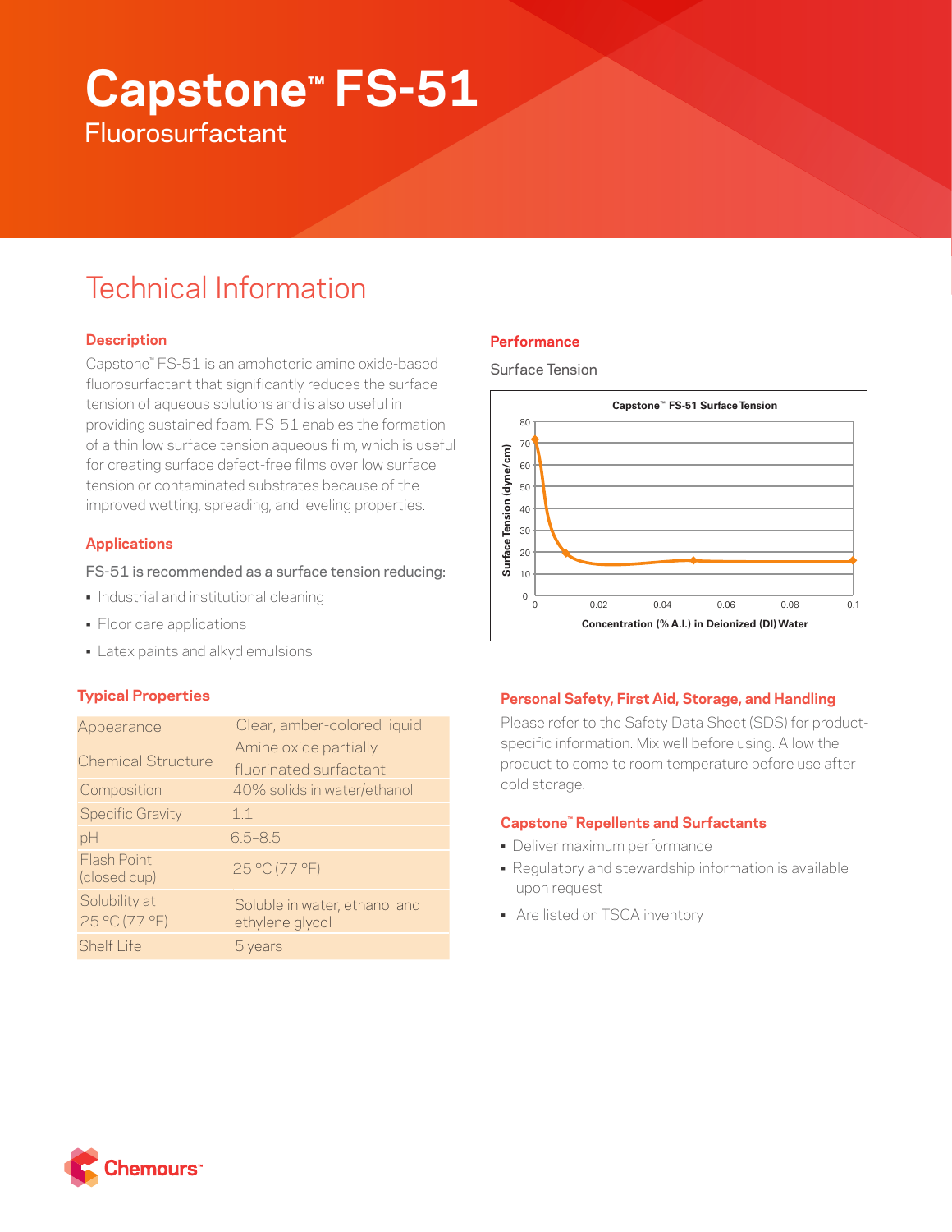# Capstone™ FS-51

## Fluorosurfactant

# Technical Information

### Description

Capstone™ FS-51 is an amphoteric amine oxide-based fluorosurfactant that significantly reduces the surface tension of aqueous solutions and is also useful in providing sustained foam. FS-51 enables the formation of a thin low surface tension aqueous film, which is useful for creating surface defect-free films over low surface tension or contaminated substrates because of the improved wetting, spreading, and leveling properties.

### Applications

FS-51 is recommended as a surface tension reducing:

- Industrial and institutional cleaning
- Floor care applications
- Latex paints and alkyd emulsions

### Typical Properties

| Property | Value |
|---|---|
| Appearance | Clear, amber-colored liquid |
| Chemical Structure | Amine oxide partially fluorinated surfactant |
| Composition | 40% solids in water/ethanol |
| Specific Gravity | 1.1 |
| pH | 6.5–8.5 |
| Flash Point (closed cup) | 25 °C (77 °F) |
| Solubility at 25 °C (77 °F) | Soluble in water, ethanol and ethylene glycol |
| Shelf Life | 5 years |

### Performance

Surface Tension

Capstone™ FS-51 Surface Tension

Surface Tension (dyne/cm) vs. Concentration (% A.I.) in Deionized (DI) Water

### Personal Safety, First Aid, Storage, and Handling

Please refer to the Safety Data Sheet (SDS) for product-specific information. Mix well before using. Allow the product to come to room temperature before use after cold storage.

### Capstone™ Repellents and Surfactants

- Deliver maximum performance
- Regulatory and stewardship information is available upon request
- Are listed on TSCA inventory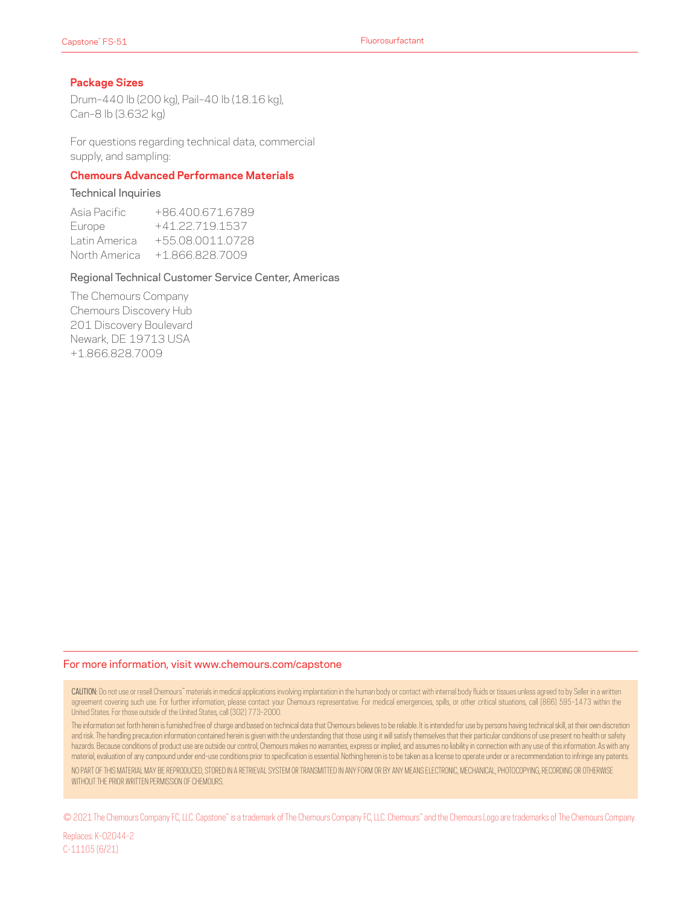## Package Sizes

Drum–440 lb (200 kg), Pail–40 lb (18.16 kg),
Can–8 lb (3.632 kg)

For questions regarding technical data, commercial supply, and sampling:

## Chemours Advanced Performance Materials

### Technical Inquiries

| | |
|---|---|
| Asia Pacific | +86.400.671.6789 |
| Europe | +41.22.719.1537 |
| Latin America | +55.08.0011.0728 |
| North America | +1.866.828.7009 |

### Regional Technical Customer Service Center, Americas

The Chemours Company
Chemours Discovery Hub
201 Discovery Boulevard
Newark, DE 19713 USA
+1.866.828.7009

For more information, visit www.chemours.com/capstone

CAUTION: Do not use or resell Chemours™ materials in medical applications involving implantation in the human body or contact with internal body fluids or tissues unless agreed to by Seller in a written agreement covering such use. For further information, please contact your Chemours representative. For medical emergencies, spills, or other critical situations, call (866) 595-1473 within the United States. For those outside of the United States, call (302) 773-2000.

The information set forth herein is furnished free of charge and based on technical data that Chemours believes to be reliable. It is intended for use by persons having technical skill, at their own discretion and risk. The handling precaution information contained herein is given with the understanding that those using it will satisfy themselves that their particular conditions of use present no health or safety hazards. Because conditions of product use are outside our control, Chemours makes no warranties, express or implied, and assumes no liability in connection with any use of this information. As with any material, evaluation of any compound under end-use conditions prior to specification is essential. Nothing herein is to be taken as a license to operate under or a recommendation to infringe any patents.

NO PART OF THIS MATERIAL MAY BE REPRODUCED, STORED IN A RETRIEVAL SYSTEM OR TRANSMITTED IN ANY FORM OR BY ANY MEANS ELECTRONIC, MECHANICAL, PHOTOCOPYING, RECORDING OR OTHERWISE WITHOUT THE PRIOR WRITTEN PERMISSION OF CHEMOURS.

© 2021 The Chemours Company FC, LLC. Capstone™ is a trademark of The Chemours Company FC, LLC. Chemours™ and the Chemours Logo are trademarks of The Chemours Company.

Replaces: K-02044-2
C-11105 (6/21)